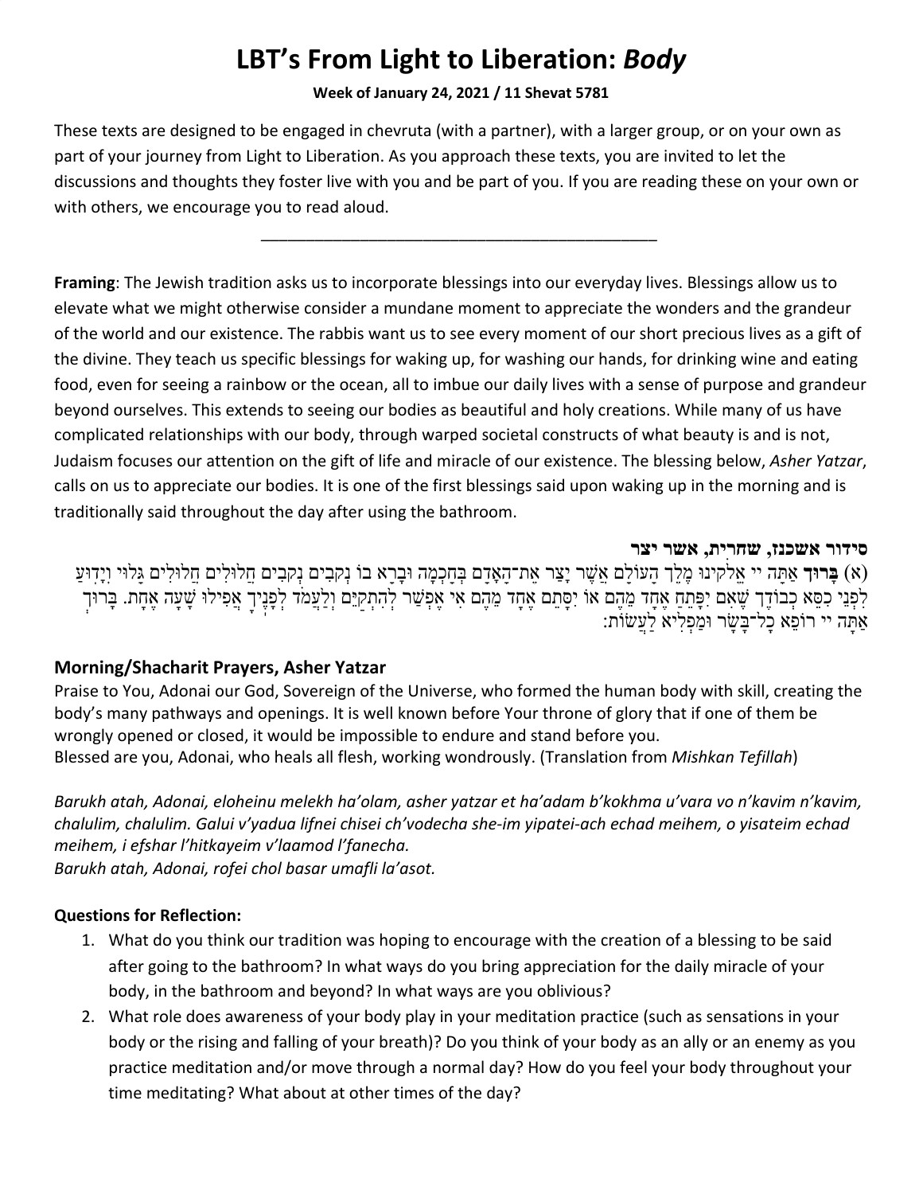# LBT's From Light to Liberation: *Body*

**Week of January 24, 2021 / 11 Shevat 5781**

These texts are designed to be engaged in chevruta (with a partner), with a larger group, or on your own as part of your journey from Light to Liberation. As you approach these texts, you are invited to let the discussions and thoughts they foster live with you and be part of you. If you are reading these on your own or with others, we encourage you to read aloud.

---

**Framing**: The Jewish tradition asks us to incorporate blessings into our everyday lives. Blessings allow us to elevate what we might otherwise consider a mundane moment to appreciate the wonders and the grandeur of the world and our existence. The rabbis want us to see every moment of our short precious lives as a gift of the divine. They teach us specific blessings for waking up, for washing our hands, for drinking wine and eating food, even for seeing a rainbow or the ocean, all to imbue our daily lives with a sense of purpose and grandeur beyond ourselves. This extends to seeing our bodies as beautiful and holy creations. While many of us have complicated relationships with our body, through warped societal constructs of what beauty is and is not, Judaism focuses our attention on the gift of life and miracle of our existence. The blessing below, *Asher Yatzar*, calls on us to appreciate our bodies. It is one of the first blessings said upon waking up in the morning and is traditionally said throughout the day after using the bathroom.

**סידור אשכנז, שחרית, אשר יצר**

(א) **בָּרוּךְ** אַתָּה יי אֱלֹקֵינוּ מֶלֶךְ הָעוֹלָם אֲשֶׁר יָצַר אֶת־הָאָדָם בְּחָכְמָה וּבָרָא בוֹ נְקָבִים נְקָבִים חֲלוּלִים חֲלוּלִים גָּלוּי וְיָדוּעַ לִפְנֵי כִסֵּא כְבוֹדֶךָ שֶׁאִם יִפָּתֵחַ אֶחָד מֵהֶם אוֹ יִסָּתֵם אֶחָד מֵהֶם אִי אֶפְשַׁר לְהִתְקַיֵּם וְלַעֲמֹד לְפָנֶיךָ אֲפִילוּ שָׁעָה אֶחָת. בָּרוּךְ אַתָּה יי רוֹפֵא כָל־בָּשָׂר וּמַפְלִיא לַעֲשׂוֹת:

### Morning/Shacharit Prayers, Asher Yatzar

Praise to You, Adonai our God, Sovereign of the Universe, who formed the human body with skill, creating the body's many pathways and openings. It is well known before Your throne of glory that if one of them be wrongly opened or closed, it would be impossible to endure and stand before you.
Blessed are you, Adonai, who heals all flesh, working wondrously. (Translation from *Mishkan Tefillah*)

*Barukh atah, Adonai, eloheinu melekh ha'olam, asher yatzar et ha'adam b'kokhma u'vara vo n'kavim n'kavim, chalulim, chalulim. Galui v'yadua lifnei chisei ch'vodecha she-im yipatei-ach echad meihem, o yisateim echad meihem, i efshar l'hitkayeim v'laamod l'fanecha.*
*Barukh atah, Adonai, rofei chol basar umafli la'asot.*

**Questions for Reflection:**

1. What do you think our tradition was hoping to encourage with the creation of a blessing to be said after going to the bathroom? In what ways do you bring appreciation for the daily miracle of your body, in the bathroom and beyond? In what ways are you oblivious?
2. What role does awareness of your body play in your meditation practice (such as sensations in your body or the rising and falling of your breath)? Do you think of your body as an ally or an enemy as you practice meditation and/or move through a normal day? How do you feel your body throughout your time meditating? What about at other times of the day?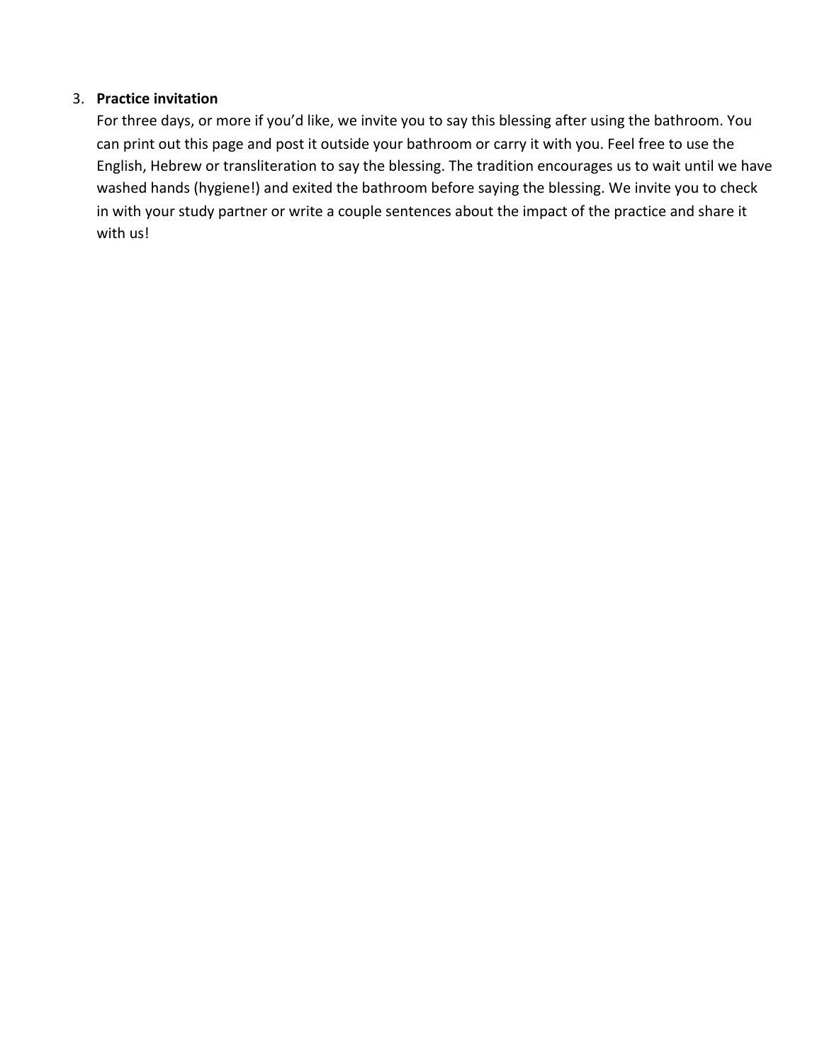3. **Practice invitation**

   For three days, or more if you'd like, we invite you to say this blessing after using the bathroom. You can print out this page and post it outside your bathroom or carry it with you. Feel free to use the English, Hebrew or transliteration to say the blessing. The tradition encourages us to wait until we have washed hands (hygiene!) and exited the bathroom before saying the blessing. We invite you to check in with your study partner or write a couple sentences about the impact of the practice and share it with us!